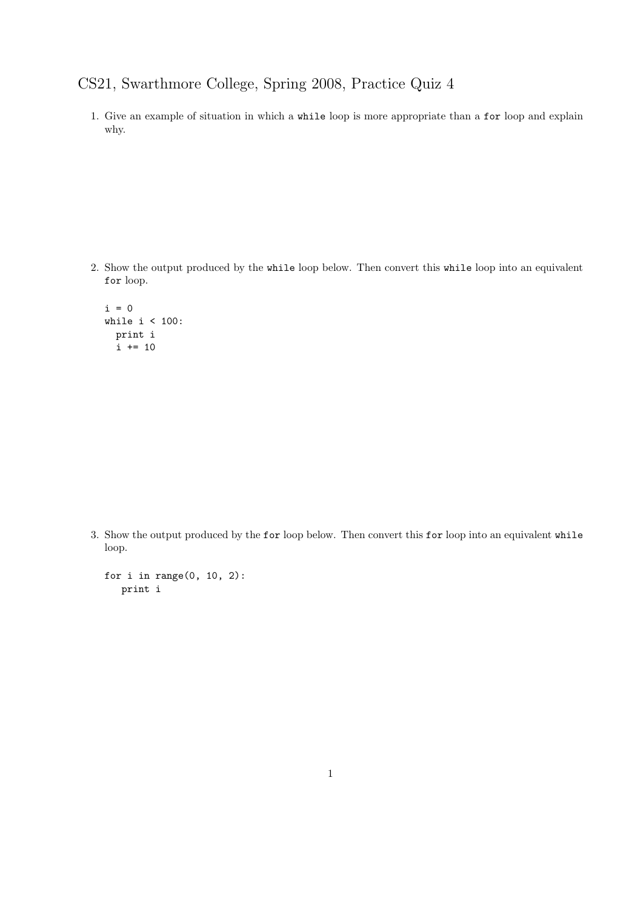# CS21, Swarthmore College, Spring 2008, Practice Quiz 4

1. Give an example of situation in which a `while` loop is more appropriate than a `for` loop and explain why.

2. Show the output produced by the `while` loop below. Then convert this `while` loop into an equivalent `for` loop.

```
i = 0
while i < 100:
  print i
  i += 10
```

3. Show the output produced by the `for` loop below. Then convert this `for` loop into an equivalent `while` loop.

```
for i in range(0, 10, 2):
   print i
```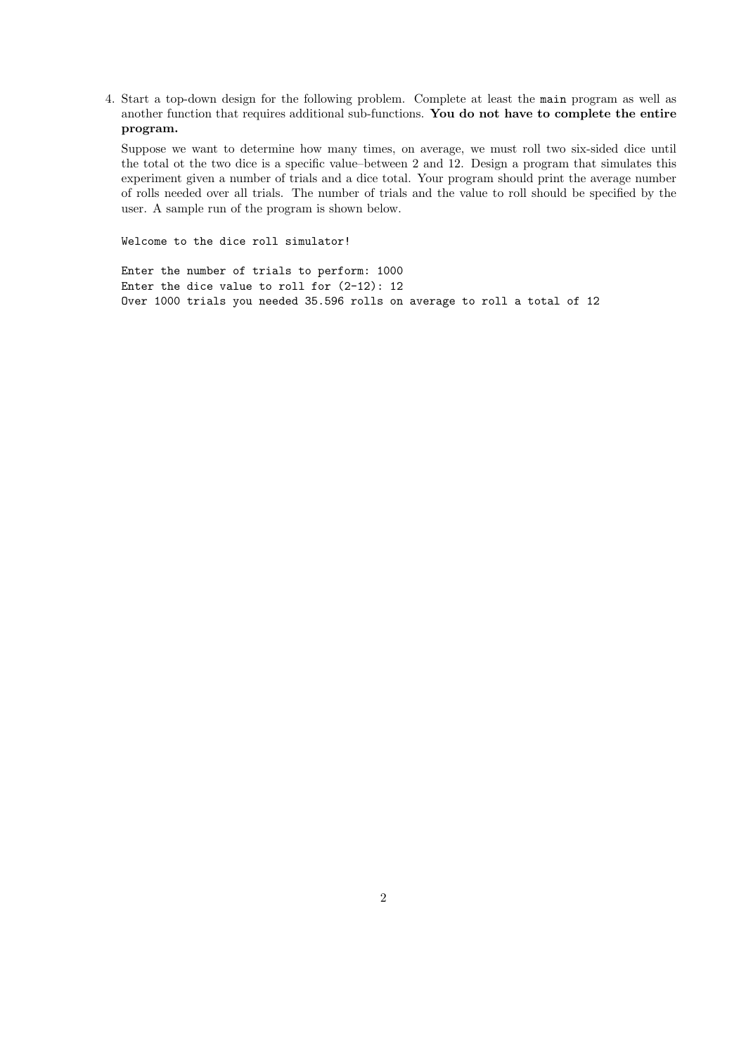4. Start a top-down design for the following problem. Complete at least the `main` program as well as another function that requires additional sub-functions. **You do not have to complete the entire program.**

   Suppose we want to determine how many times, on average, we must roll two six-sided dice until the total ot the two dice is a specific value–between 2 and 12. Design a program that simulates this experiment given a number of trials and a dice total. Your program should print the average number of rolls needed over all trials. The number of trials and the value to roll should be specified by the user. A sample run of the program is shown below.

   ```
   Welcome to the dice roll simulator!

   Enter the number of trials to perform: 1000
   Enter the dice value to roll for (2-12): 12
   Over 1000 trials you needed 35.596 rolls on average to roll a total of 12
   ```